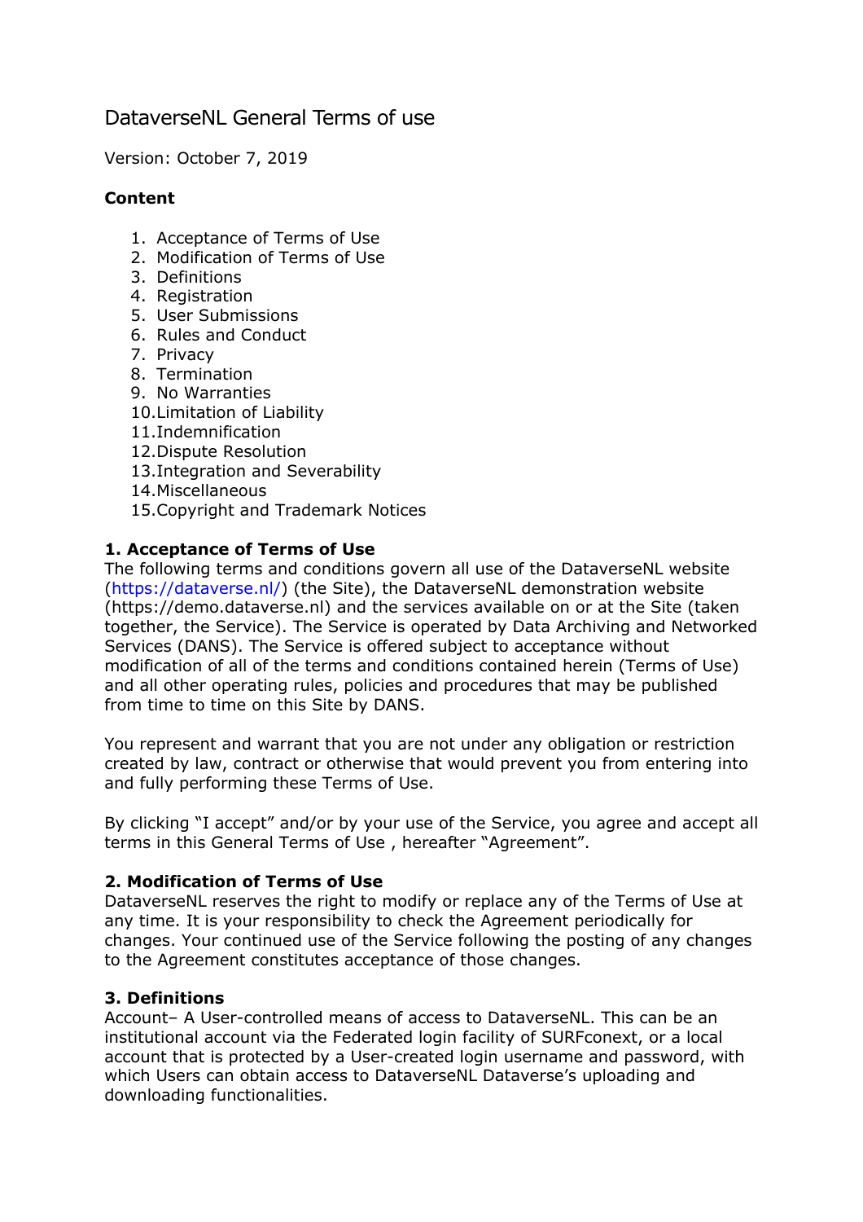# DataverseNL General Terms of use

Version: October 7, 2019

**Content**

1. Acceptance of Terms of Use
2. Modification of Terms of Use
3. Definitions
4. Registration
5. User Submissions
6. Rules and Conduct
7. Privacy
8. Termination
9. No Warranties
10. Limitation of Liability
11. Indemnification
12. Dispute Resolution
13. Integration and Severability
14. Miscellaneous
15. Copyright and Trademark Notices

### 1. Acceptance of Terms of Use

The following terms and conditions govern all use of the DataverseNL website (https://dataverse.nl/) (the Site), the DataverseNL demonstration website (https://demo.dataverse.nl) and the services available on or at the Site (taken together, the Service). The Service is operated by Data Archiving and Networked Services (DANS). The Service is offered subject to acceptance without modification of all of the terms and conditions contained herein (Terms of Use) and all other operating rules, policies and procedures that may be published from time to time on this Site by DANS.

You represent and warrant that you are not under any obligation or restriction created by law, contract or otherwise that would prevent you from entering into and fully performing these Terms of Use.

By clicking "I accept" and/or by your use of the Service, you agree and accept all terms in this General Terms of Use , hereafter "Agreement".

### 2. Modification of Terms of Use

DataverseNL reserves the right to modify or replace any of the Terms of Use at any time. It is your responsibility to check the Agreement periodically for changes. Your continued use of the Service following the posting of any changes to the Agreement constitutes acceptance of those changes.

### 3. Definitions

Account– A User-controlled means of access to DataverseNL. This can be an institutional account via the Federated login facility of SURFconext, or a local account that is protected by a User-created login username and password, with which Users can obtain access to DataverseNL Dataverse's uploading and downloading functionalities.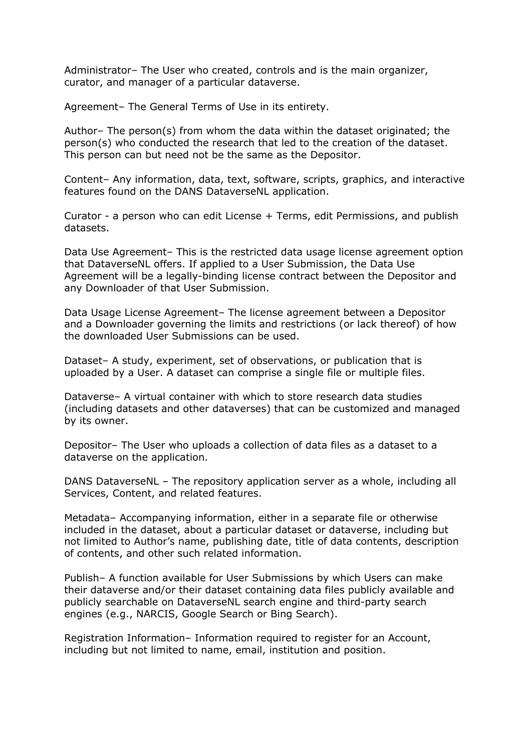Administrator– The User who created, controls and is the main organizer, curator, and manager of a particular dataverse.

Agreement– The General Terms of Use in its entirety.

Author– The person(s) from whom the data within the dataset originated; the person(s) who conducted the research that led to the creation of the dataset. This person can but need not be the same as the Depositor.

Content– Any information, data, text, software, scripts, graphics, and interactive features found on the DANS DataverseNL application.

Curator - a person who can edit License + Terms, edit Permissions, and publish datasets.

Data Use Agreement– This is the restricted data usage license agreement option that DataverseNL offers. If applied to a User Submission, the Data Use Agreement will be a legally-binding license contract between the Depositor and any Downloader of that User Submission.

Data Usage License Agreement– The license agreement between a Depositor and a Downloader governing the limits and restrictions (or lack thereof) of how the downloaded User Submissions can be used.

Dataset– A study, experiment, set of observations, or publication that is uploaded by a User. A dataset can comprise a single file or multiple files.

Dataverse– A virtual container with which to store research data studies (including datasets and other dataverses) that can be customized and managed by its owner.

Depositor– The User who uploads a collection of data files as a dataset to a dataverse on the application.

DANS DataverseNL – The repository application server as a whole, including all Services, Content, and related features.

Metadata– Accompanying information, either in a separate file or otherwise included in the dataset, about a particular dataset or dataverse, including but not limited to Author's name, publishing date, title of data contents, description of contents, and other such related information.

Publish– A function available for User Submissions by which Users can make their dataverse and/or their dataset containing data files publicly available and publicly searchable on DataverseNL search engine and third-party search engines (e.g., NARCIS, Google Search or Bing Search).

Registration Information– Information required to register for an Account, including but not limited to name, email, institution and position.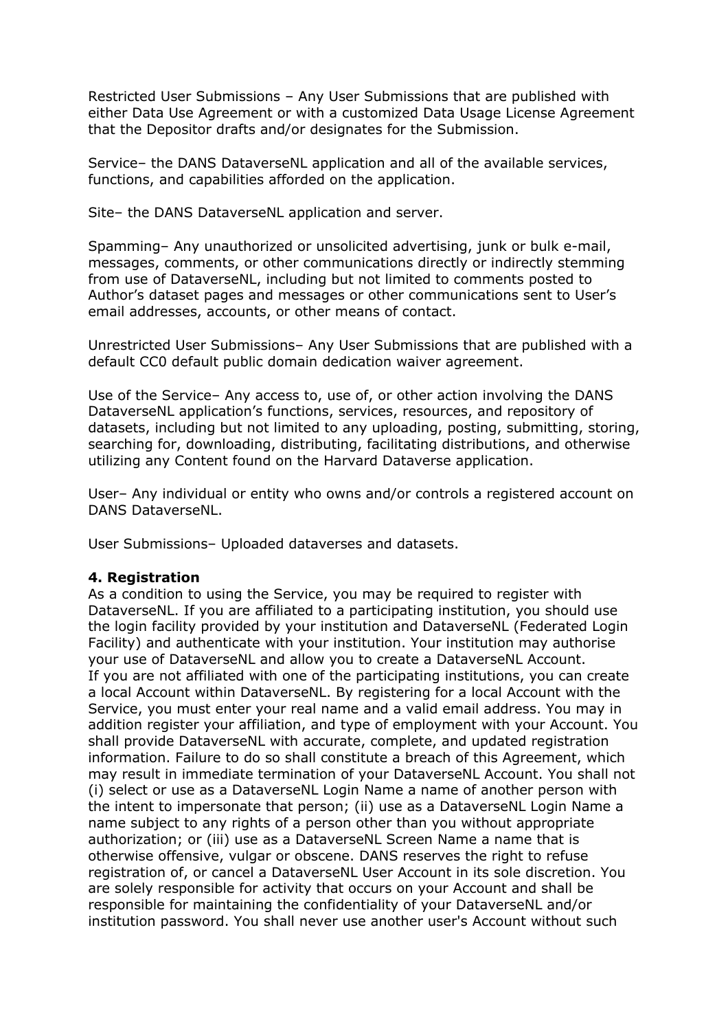Restricted User Submissions – Any User Submissions that are published with either Data Use Agreement or with a customized Data Usage License Agreement that the Depositor drafts and/or designates for the Submission.

Service– the DANS DataverseNL application and all of the available services, functions, and capabilities afforded on the application.

Site– the DANS DataverseNL application and server.

Spamming– Any unauthorized or unsolicited advertising, junk or bulk e-mail, messages, comments, or other communications directly or indirectly stemming from use of DataverseNL, including but not limited to comments posted to Author's dataset pages and messages or other communications sent to User's email addresses, accounts, or other means of contact.

Unrestricted User Submissions– Any User Submissions that are published with a default CC0 default public domain dedication waiver agreement.

Use of the Service– Any access to, use of, or other action involving the DANS DataverseNL application's functions, services, resources, and repository of datasets, including but not limited to any uploading, posting, submitting, storing, searching for, downloading, distributing, facilitating distributions, and otherwise utilizing any Content found on the Harvard Dataverse application.

User– Any individual or entity who owns and/or controls a registered account on DANS DataverseNL.

User Submissions– Uploaded dataverses and datasets.

**4. Registration**

As a condition to using the Service, you may be required to register with DataverseNL. If you are affiliated to a participating institution, you should use the login facility provided by your institution and DataverseNL (Federated Login Facility) and authenticate with your institution. Your institution may authorise your use of DataverseNL and allow you to create a DataverseNL Account.
If you are not affiliated with one of the participating institutions, you can create a local Account within DataverseNL. By registering for a local Account with the Service, you must enter your real name and a valid email address. You may in addition register your affiliation, and type of employment with your Account. You shall provide DataverseNL with accurate, complete, and updated registration information. Failure to do so shall constitute a breach of this Agreement, which may result in immediate termination of your DataverseNL Account. You shall not (i) select or use as a DataverseNL Login Name a name of another person with the intent to impersonate that person; (ii) use as a DataverseNL Login Name a name subject to any rights of a person other than you without appropriate authorization; or (iii) use as a DataverseNL Screen Name a name that is otherwise offensive, vulgar or obscene. DANS reserves the right to refuse registration of, or cancel a DataverseNL User Account in its sole discretion. You are solely responsible for activity that occurs on your Account and shall be responsible for maintaining the confidentiality of your DataverseNL and/or institution password. You shall never use another user's Account without such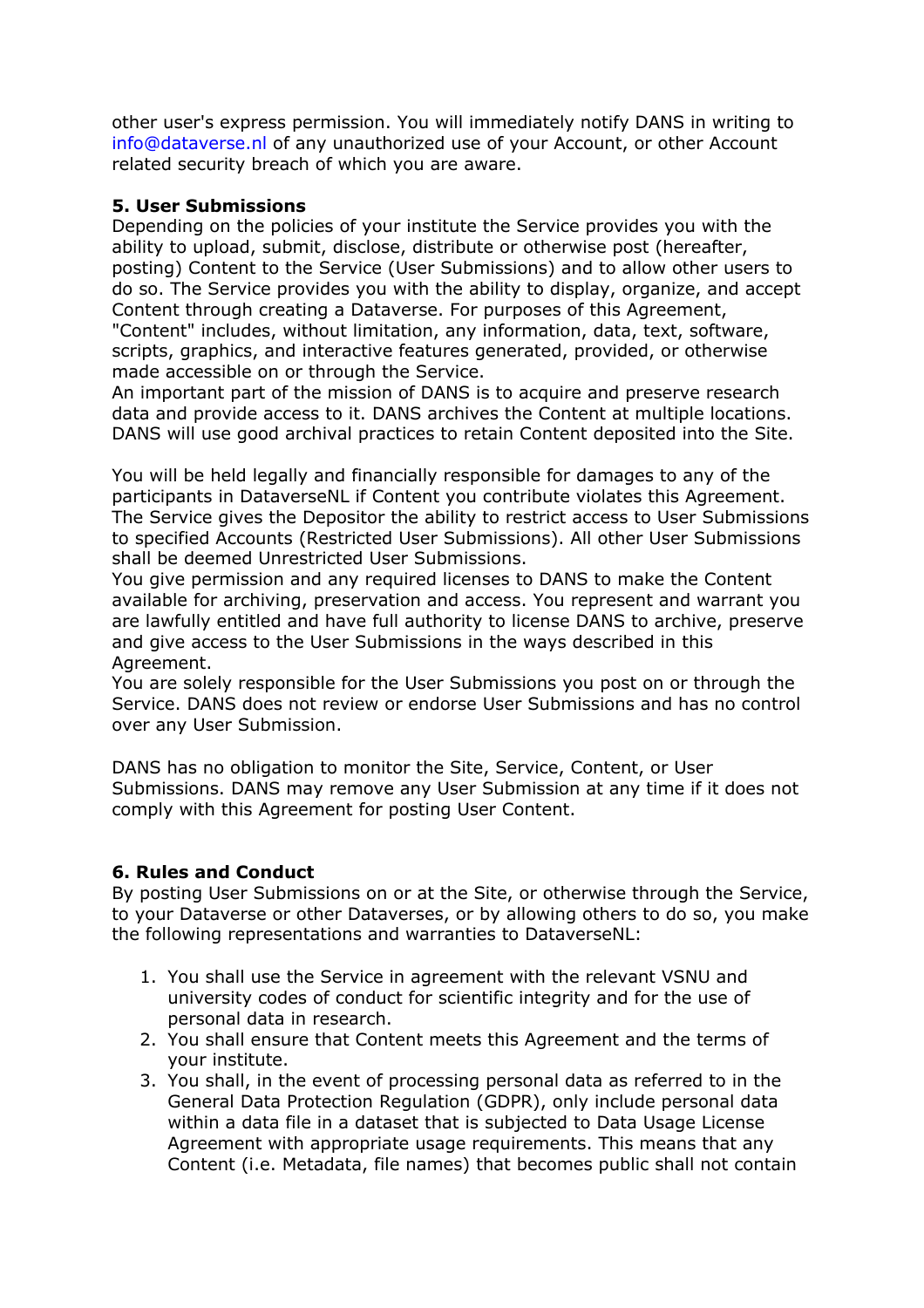other user's express permission. You will immediately notify DANS in writing to info@dataverse.nl of any unauthorized use of your Account, or other Account related security breach of which you are aware.

**5. User Submissions**

Depending on the policies of your institute the Service provides you with the ability to upload, submit, disclose, distribute or otherwise post (hereafter, posting) Content to the Service (User Submissions) and to allow other users to do so. The Service provides you with the ability to display, organize, and accept Content through creating a Dataverse. For purposes of this Agreement, "Content" includes, without limitation, any information, data, text, software, scripts, graphics, and interactive features generated, provided, or otherwise made accessible on or through the Service.
An important part of the mission of DANS is to acquire and preserve research data and provide access to it. DANS archives the Content at multiple locations. DANS will use good archival practices to retain Content deposited into the Site.

You will be held legally and financially responsible for damages to any of the participants in DataverseNL if Content you contribute violates this Agreement.
The Service gives the Depositor the ability to restrict access to User Submissions to specified Accounts (Restricted User Submissions). All other User Submissions shall be deemed Unrestricted User Submissions.
You give permission and any required licenses to DANS to make the Content available for archiving, preservation and access. You represent and warrant you are lawfully entitled and have full authority to license DANS to archive, preserve and give access to the User Submissions in the ways described in this Agreement.
You are solely responsible for the User Submissions you post on or through the Service. DANS does not review or endorse User Submissions and has no control over any User Submission.

DANS has no obligation to monitor the Site, Service, Content, or User Submissions. DANS may remove any User Submission at any time if it does not comply with this Agreement for posting User Content.

**6. Rules and Conduct**

By posting User Submissions on or at the Site, or otherwise through the Service, to your Dataverse or other Dataverses, or by allowing others to do so, you make the following representations and warranties to DataverseNL:

1. You shall use the Service in agreement with the relevant VSNU and university codes of conduct for scientific integrity and for the use of personal data in research.
2. You shall ensure that Content meets this Agreement and the terms of your institute.
3. You shall, in the event of processing personal data as referred to in the General Data Protection Regulation (GDPR), only include personal data within a data file in a dataset that is subjected to Data Usage License Agreement with appropriate usage requirements. This means that any Content (i.e. Metadata, file names) that becomes public shall not contain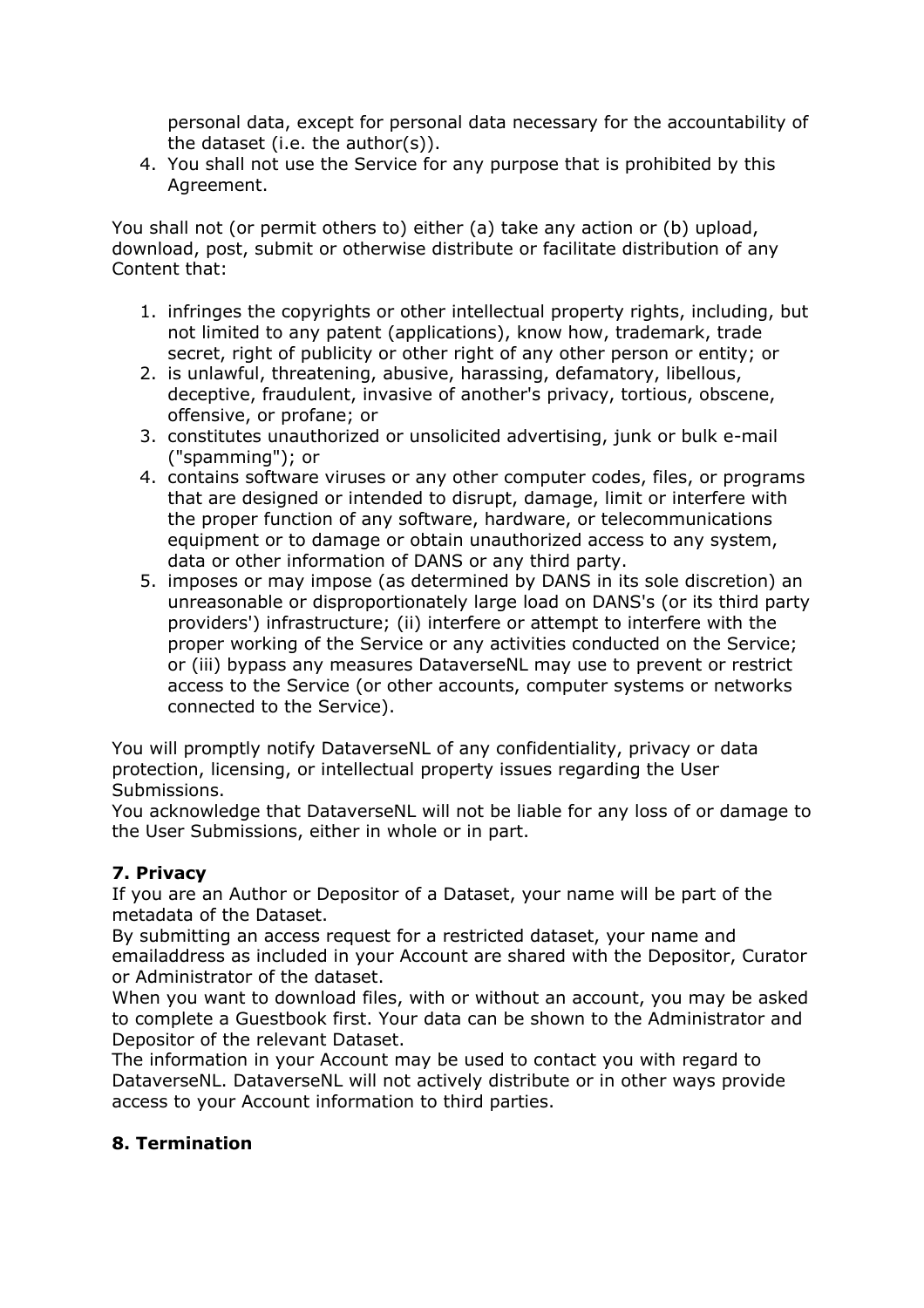personal data, except for personal data necessary for the accountability of the dataset (i.e. the author(s)).

4. You shall not use the Service for any purpose that is prohibited by this Agreement.

You shall not (or permit others to) either (a) take any action or (b) upload, download, post, submit or otherwise distribute or facilitate distribution of any Content that:

1. infringes the copyrights or other intellectual property rights, including, but not limited to any patent (applications), know how, trademark, trade secret, right of publicity or other right of any other person or entity; or
2. is unlawful, threatening, abusive, harassing, defamatory, libellous, deceptive, fraudulent, invasive of another's privacy, tortious, obscene, offensive, or profane; or
3. constitutes unauthorized or unsolicited advertising, junk or bulk e-mail ("spamming"); or
4. contains software viruses or any other computer codes, files, or programs that are designed or intended to disrupt, damage, limit or interfere with the proper function of any software, hardware, or telecommunications equipment or to damage or obtain unauthorized access to any system, data or other information of DANS or any third party.
5. imposes or may impose (as determined by DANS in its sole discretion) an unreasonable or disproportionately large load on DANS's (or its third party providers') infrastructure; (ii) interfere or attempt to interfere with the proper working of the Service or any activities conducted on the Service; or (iii) bypass any measures DataverseNL may use to prevent or restrict access to the Service (or other accounts, computer systems or networks connected to the Service).

You will promptly notify DataverseNL of any confidentiality, privacy or data protection, licensing, or intellectual property issues regarding the User Submissions.
You acknowledge that DataverseNL will not be liable for any loss of or damage to the User Submissions, either in whole or in part.

**7. Privacy**

If you are an Author or Depositor of a Dataset, your name will be part of the metadata of the Dataset.
By submitting an access request for a restricted dataset, your name and emailaddress as included in your Account are shared with the Depositor, Curator or Administrator of the dataset.
When you want to download files, with or without an account, you may be asked to complete a Guestbook first. Your data can be shown to the Administrator and Depositor of the relevant Dataset.
The information in your Account may be used to contact you with regard to DataverseNL. DataverseNL will not actively distribute or in other ways provide access to your Account information to third parties.

**8. Termination**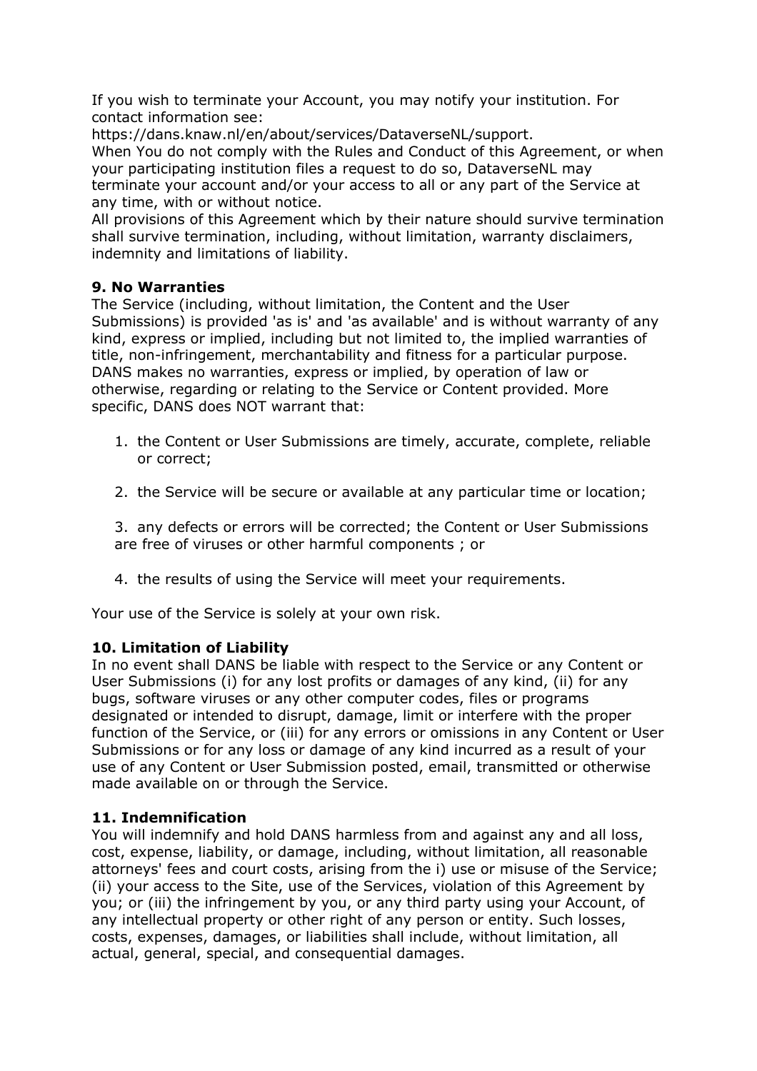If you wish to terminate your Account, you may notify your institution. For contact information see:
https://dans.knaw.nl/en/about/services/DataverseNL/support.
When You do not comply with the Rules and Conduct of this Agreement, or when your participating institution files a request to do so, DataverseNL may terminate your account and/or your access to all or any part of the Service at any time, with or without notice.
All provisions of this Agreement which by their nature should survive termination shall survive termination, including, without limitation, warranty disclaimers, indemnity and limitations of liability.

**9. No Warranties**
The Service (including, without limitation, the Content and the User Submissions) is provided 'as is' and 'as available' and is without warranty of any kind, express or implied, including but not limited to, the implied warranties of title, non-infringement, merchantability and fitness for a particular purpose. DANS makes no warranties, express or implied, by operation of law or otherwise, regarding or relating to the Service or Content provided. More specific, DANS does NOT warrant that:

1. the Content or User Submissions are timely, accurate, complete, reliable or correct;
2. the Service will be secure or available at any particular time or location;
3. any defects or errors will be corrected; the Content or User Submissions are free of viruses or other harmful components ; or
4. the results of using the Service will meet your requirements.

Your use of the Service is solely at your own risk.

**10. Limitation of Liability**
In no event shall DANS be liable with respect to the Service or any Content or User Submissions (i) for any lost profits or damages of any kind, (ii) for any bugs, software viruses or any other computer codes, files or programs designated or intended to disrupt, damage, limit or interfere with the proper function of the Service, or (iii) for any errors or omissions in any Content or User Submissions or for any loss or damage of any kind incurred as a result of your use of any Content or User Submission posted, email, transmitted or otherwise made available on or through the Service.

**11. Indemnification**
You will indemnify and hold DANS harmless from and against any and all loss, cost, expense, liability, or damage, including, without limitation, all reasonable attorneys' fees and court costs, arising from the i) use or misuse of the Service; (ii) your access to the Site, use of the Services, violation of this Agreement by you; or (iii) the infringement by you, or any third party using your Account, of any intellectual property or other right of any person or entity. Such losses, costs, expenses, damages, or liabilities shall include, without limitation, all actual, general, special, and consequential damages.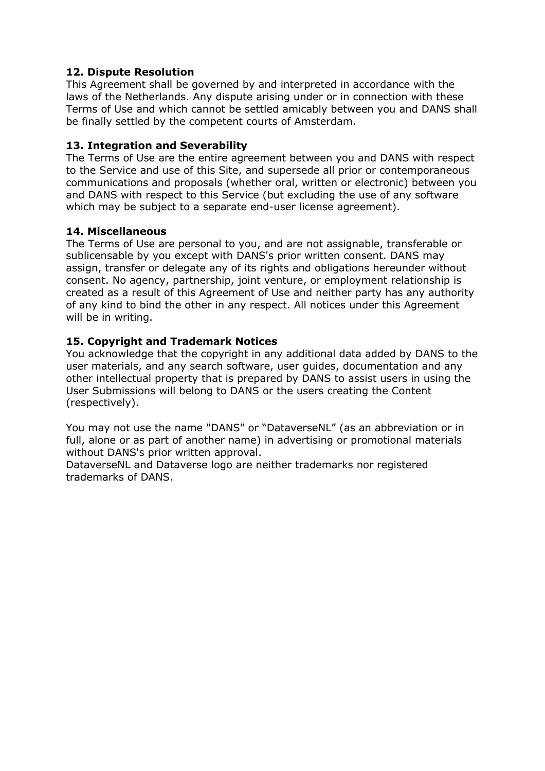**12. Dispute Resolution**
This Agreement shall be governed by and interpreted in accordance with the laws of the Netherlands. Any dispute arising under or in connection with these Terms of Use and which cannot be settled amicably between you and DANS shall be finally settled by the competent courts of Amsterdam.

**13. Integration and Severability**
The Terms of Use are the entire agreement between you and DANS with respect to the Service and use of this Site, and supersede all prior or contemporaneous communications and proposals (whether oral, written or electronic) between you and DANS with respect to this Service (but excluding the use of any software which may be subject to a separate end-user license agreement).

**14. Miscellaneous**
The Terms of Use are personal to you, and are not assignable, transferable or sublicensable by you except with DANS's prior written consent. DANS may assign, transfer or delegate any of its rights and obligations hereunder without consent. No agency, partnership, joint venture, or employment relationship is created as a result of this Agreement of Use and neither party has any authority of any kind to bind the other in any respect. All notices under this Agreement will be in writing.

**15. Copyright and Trademark Notices**
You acknowledge that the copyright in any additional data added by DANS to the user materials, and any search software, user guides, documentation and any other intellectual property that is prepared by DANS to assist users in using the User Submissions will belong to DANS or the users creating the Content (respectively).

You may not use the name "DANS" or “DataverseNL” (as an abbreviation or in full, alone or as part of another name) in advertising or promotional materials without DANS's prior written approval.
DataverseNL and Dataverse logo are neither trademarks nor registered trademarks of DANS.